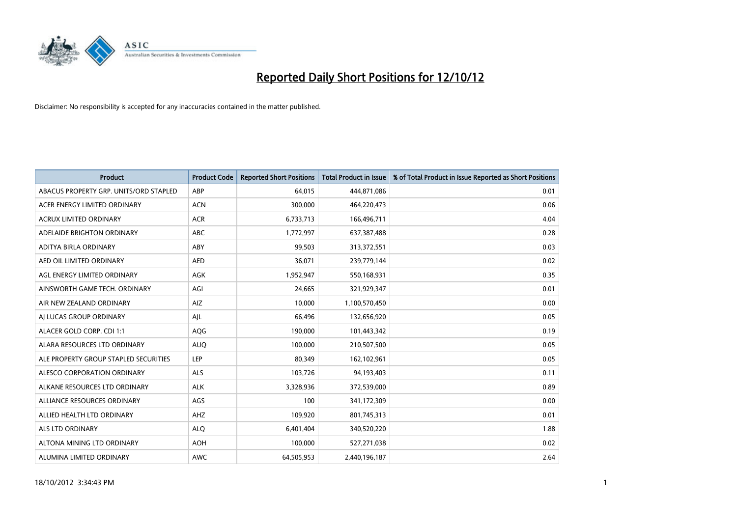# Reported Daily Short Positions for 12/10/12

Disclaimer: No responsibility is accepted for any inaccuracies contained in the matter published.

| Product | Product Code | Reported Short Positions | Total Product in Issue | % of Total Product in Issue Reported as Short Positions |
|---|---|---|---|---|
| ABACUS PROPERTY GRP. UNITS/ORD STAPLED | ABP | 64,015 | 444,871,086 | 0.01 |
| ACER ENERGY LIMITED ORDINARY | ACN | 300,000 | 464,220,473 | 0.06 |
| ACRUX LIMITED ORDINARY | ACR | 6,733,713 | 166,496,711 | 4.04 |
| ADELAIDE BRIGHTON ORDINARY | ABC | 1,772,997 | 637,387,488 | 0.28 |
| ADITYA BIRLA ORDINARY | ABY | 99,503 | 313,372,551 | 0.03 |
| AED OIL LIMITED ORDINARY | AED | 36,071 | 239,779,144 | 0.02 |
| AGL ENERGY LIMITED ORDINARY | AGK | 1,952,947 | 550,168,931 | 0.35 |
| AINSWORTH GAME TECH. ORDINARY | AGI | 24,665 | 321,929,347 | 0.01 |
| AIR NEW ZEALAND ORDINARY | AIZ | 10,000 | 1,100,570,450 | 0.00 |
| AJ LUCAS GROUP ORDINARY | AJL | 66,496 | 132,656,920 | 0.05 |
| ALACER GOLD CORP. CDI 1:1 | AQG | 190,000 | 101,443,342 | 0.19 |
| ALARA RESOURCES LTD ORDINARY | AUQ | 100,000 | 210,507,500 | 0.05 |
| ALE PROPERTY GROUP STAPLED SECURITIES | LEP | 80,349 | 162,102,961 | 0.05 |
| ALESCO CORPORATION ORDINARY | ALS | 103,726 | 94,193,403 | 0.11 |
| ALKANE RESOURCES LTD ORDINARY | ALK | 3,328,936 | 372,539,000 | 0.89 |
| ALLIANCE RESOURCES ORDINARY | AGS | 100 | 341,172,309 | 0.00 |
| ALLIED HEALTH LTD ORDINARY | AHZ | 109,920 | 801,745,313 | 0.01 |
| ALS LTD ORDINARY | ALQ | 6,401,404 | 340,520,220 | 1.88 |
| ALTONA MINING LTD ORDINARY | AOH | 100,000 | 527,271,038 | 0.02 |
| ALUMINA LIMITED ORDINARY | AWC | 64,505,953 | 2,440,196,187 | 2.64 |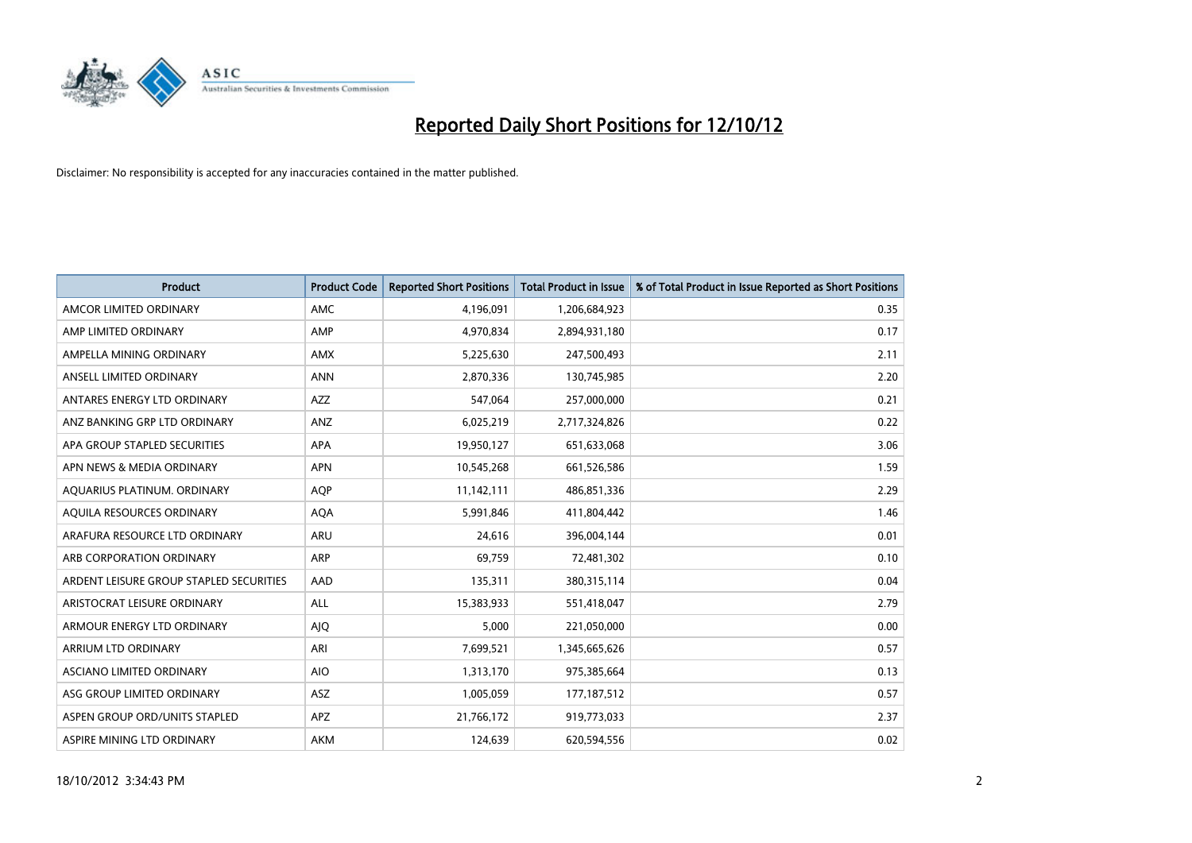# Reported Daily Short Positions for 12/10/12

Disclaimer: No responsibility is accepted for any inaccuracies contained in the matter published.

| Product | Product Code | Reported Short Positions | Total Product in Issue | % of Total Product in Issue Reported as Short Positions |
|---|---|---|---|---|
| AMCOR LIMITED ORDINARY | AMC | 4,196,091 | 1,206,684,923 | 0.35 |
| AMP LIMITED ORDINARY | AMP | 4,970,834 | 2,894,931,180 | 0.17 |
| AMPELLA MINING ORDINARY | AMX | 5,225,630 | 247,500,493 | 2.11 |
| ANSELL LIMITED ORDINARY | ANN | 2,870,336 | 130,745,985 | 2.20 |
| ANTARES ENERGY LTD ORDINARY | AZZ | 547,064 | 257,000,000 | 0.21 |
| ANZ BANKING GRP LTD ORDINARY | ANZ | 6,025,219 | 2,717,324,826 | 0.22 |
| APA GROUP STAPLED SECURITIES | APA | 19,950,127 | 651,633,068 | 3.06 |
| APN NEWS & MEDIA ORDINARY | APN | 10,545,268 | 661,526,586 | 1.59 |
| AQUARIUS PLATINUM. ORDINARY | AQP | 11,142,111 | 486,851,336 | 2.29 |
| AQUILA RESOURCES ORDINARY | AQA | 5,991,846 | 411,804,442 | 1.46 |
| ARAFURA RESOURCE LTD ORDINARY | ARU | 24,616 | 396,004,144 | 0.01 |
| ARB CORPORATION ORDINARY | ARP | 69,759 | 72,481,302 | 0.10 |
| ARDENT LEISURE GROUP STAPLED SECURITIES | AAD | 135,311 | 380,315,114 | 0.04 |
| ARISTOCRAT LEISURE ORDINARY | ALL | 15,383,933 | 551,418,047 | 2.79 |
| ARMOUR ENERGY LTD ORDINARY | AJQ | 5,000 | 221,050,000 | 0.00 |
| ARRIUM LTD ORDINARY | ARI | 7,699,521 | 1,345,665,626 | 0.57 |
| ASCIANO LIMITED ORDINARY | AIO | 1,313,170 | 975,385,664 | 0.13 |
| ASG GROUP LIMITED ORDINARY | ASZ | 1,005,059 | 177,187,512 | 0.57 |
| ASPEN GROUP ORD/UNITS STAPLED | APZ | 21,766,172 | 919,773,033 | 2.37 |
| ASPIRE MINING LTD ORDINARY | AKM | 124,639 | 620,594,556 | 0.02 |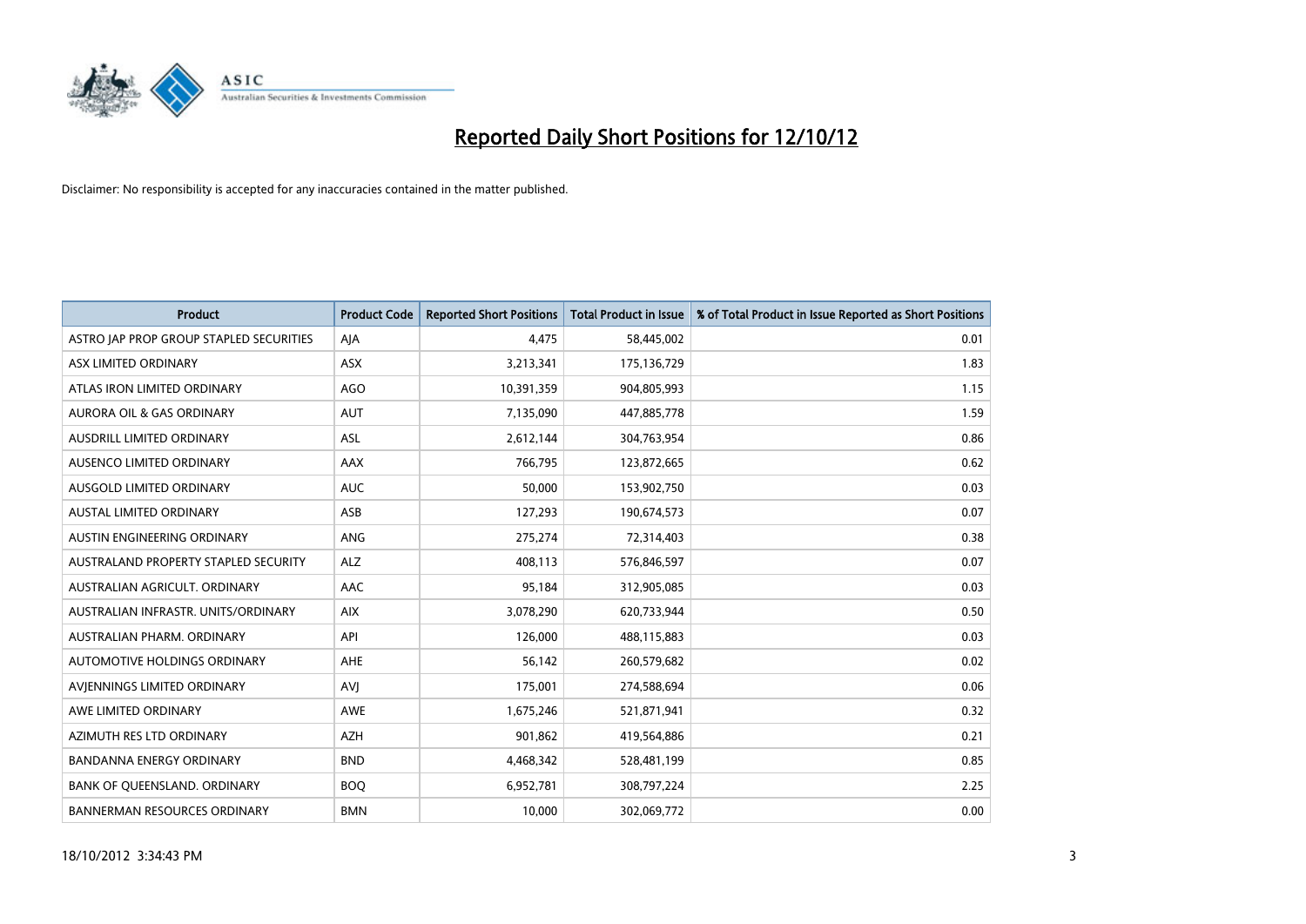# Reported Daily Short Positions for 12/10/12

Disclaimer: No responsibility is accepted for any inaccuracies contained in the matter published.

| Product | Product Code | Reported Short Positions | Total Product in Issue | % of Total Product in Issue Reported as Short Positions |
|---|---|---|---|---|
| ASTRO JAP PROP GROUP STAPLED SECURITIES | AJA | 4,475 | 58,445,002 | 0.01 |
| ASX LIMITED ORDINARY | ASX | 3,213,341 | 175,136,729 | 1.83 |
| ATLAS IRON LIMITED ORDINARY | AGO | 10,391,359 | 904,805,993 | 1.15 |
| AURORA OIL & GAS ORDINARY | AUT | 7,135,090 | 447,885,778 | 1.59 |
| AUSDRILL LIMITED ORDINARY | ASL | 2,612,144 | 304,763,954 | 0.86 |
| AUSENCO LIMITED ORDINARY | AAX | 766,795 | 123,872,665 | 0.62 |
| AUSGOLD LIMITED ORDINARY | AUC | 50,000 | 153,902,750 | 0.03 |
| AUSTAL LIMITED ORDINARY | ASB | 127,293 | 190,674,573 | 0.07 |
| AUSTIN ENGINEERING ORDINARY | ANG | 275,274 | 72,314,403 | 0.38 |
| AUSTRALAND PROPERTY STAPLED SECURITY | ALZ | 408,113 | 576,846,597 | 0.07 |
| AUSTRALIAN AGRICULT. ORDINARY | AAC | 95,184 | 312,905,085 | 0.03 |
| AUSTRALIAN INFRASTR. UNITS/ORDINARY | AIX | 3,078,290 | 620,733,944 | 0.50 |
| AUSTRALIAN PHARM. ORDINARY | API | 126,000 | 488,115,883 | 0.03 |
| AUTOMOTIVE HOLDINGS ORDINARY | AHE | 56,142 | 260,579,682 | 0.02 |
| AVJENNINGS LIMITED ORDINARY | AVJ | 175,001 | 274,588,694 | 0.06 |
| AWE LIMITED ORDINARY | AWE | 1,675,246 | 521,871,941 | 0.32 |
| AZIMUTH RES LTD ORDINARY | AZH | 901,862 | 419,564,886 | 0.21 |
| BANDANNA ENERGY ORDINARY | BND | 4,468,342 | 528,481,199 | 0.85 |
| BANK OF QUEENSLAND. ORDINARY | BOQ | 6,952,781 | 308,797,224 | 2.25 |
| BANNERMAN RESOURCES ORDINARY | BMN | 10,000 | 302,069,772 | 0.00 |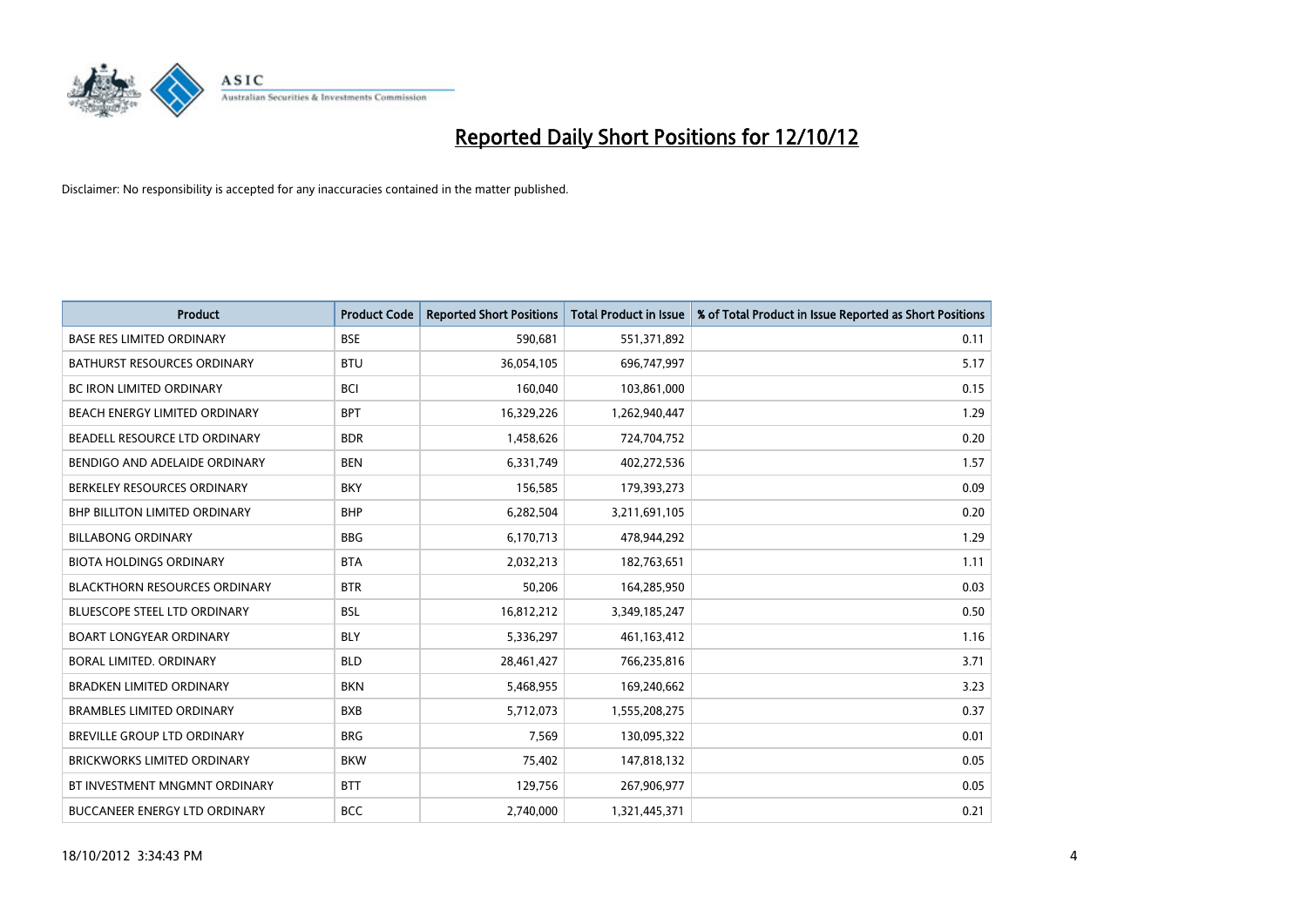# Reported Daily Short Positions for 12/10/12

Disclaimer: No responsibility is accepted for any inaccuracies contained in the matter published.

| Product | Product Code | Reported Short Positions | Total Product in Issue | % of Total Product in Issue Reported as Short Positions |
|---|---|---|---|---|
| BASE RES LIMITED ORDINARY | BSE | 590,681 | 551,371,892 | 0.11 |
| BATHURST RESOURCES ORDINARY | BTU | 36,054,105 | 696,747,997 | 5.17 |
| BC IRON LIMITED ORDINARY | BCI | 160,040 | 103,861,000 | 0.15 |
| BEACH ENERGY LIMITED ORDINARY | BPT | 16,329,226 | 1,262,940,447 | 1.29 |
| BEADELL RESOURCE LTD ORDINARY | BDR | 1,458,626 | 724,704,752 | 0.20 |
| BENDIGO AND ADELAIDE ORDINARY | BEN | 6,331,749 | 402,272,536 | 1.57 |
| BERKELEY RESOURCES ORDINARY | BKY | 156,585 | 179,393,273 | 0.09 |
| BHP BILLITON LIMITED ORDINARY | BHP | 6,282,504 | 3,211,691,105 | 0.20 |
| BILLABONG ORDINARY | BBG | 6,170,713 | 478,944,292 | 1.29 |
| BIOTA HOLDINGS ORDINARY | BTA | 2,032,213 | 182,763,651 | 1.11 |
| BLACKTHORN RESOURCES ORDINARY | BTR | 50,206 | 164,285,950 | 0.03 |
| BLUESCOPE STEEL LTD ORDINARY | BSL | 16,812,212 | 3,349,185,247 | 0.50 |
| BOART LONGYEAR ORDINARY | BLY | 5,336,297 | 461,163,412 | 1.16 |
| BORAL LIMITED. ORDINARY | BLD | 28,461,427 | 766,235,816 | 3.71 |
| BRADKEN LIMITED ORDINARY | BKN | 5,468,955 | 169,240,662 | 3.23 |
| BRAMBLES LIMITED ORDINARY | BXB | 5,712,073 | 1,555,208,275 | 0.37 |
| BREVILLE GROUP LTD ORDINARY | BRG | 7,569 | 130,095,322 | 0.01 |
| BRICKWORKS LIMITED ORDINARY | BKW | 75,402 | 147,818,132 | 0.05 |
| BT INVESTMENT MNGMNT ORDINARY | BTT | 129,756 | 267,906,977 | 0.05 |
| BUCCANEER ENERGY LTD ORDINARY | BCC | 2,740,000 | 1,321,445,371 | 0.21 |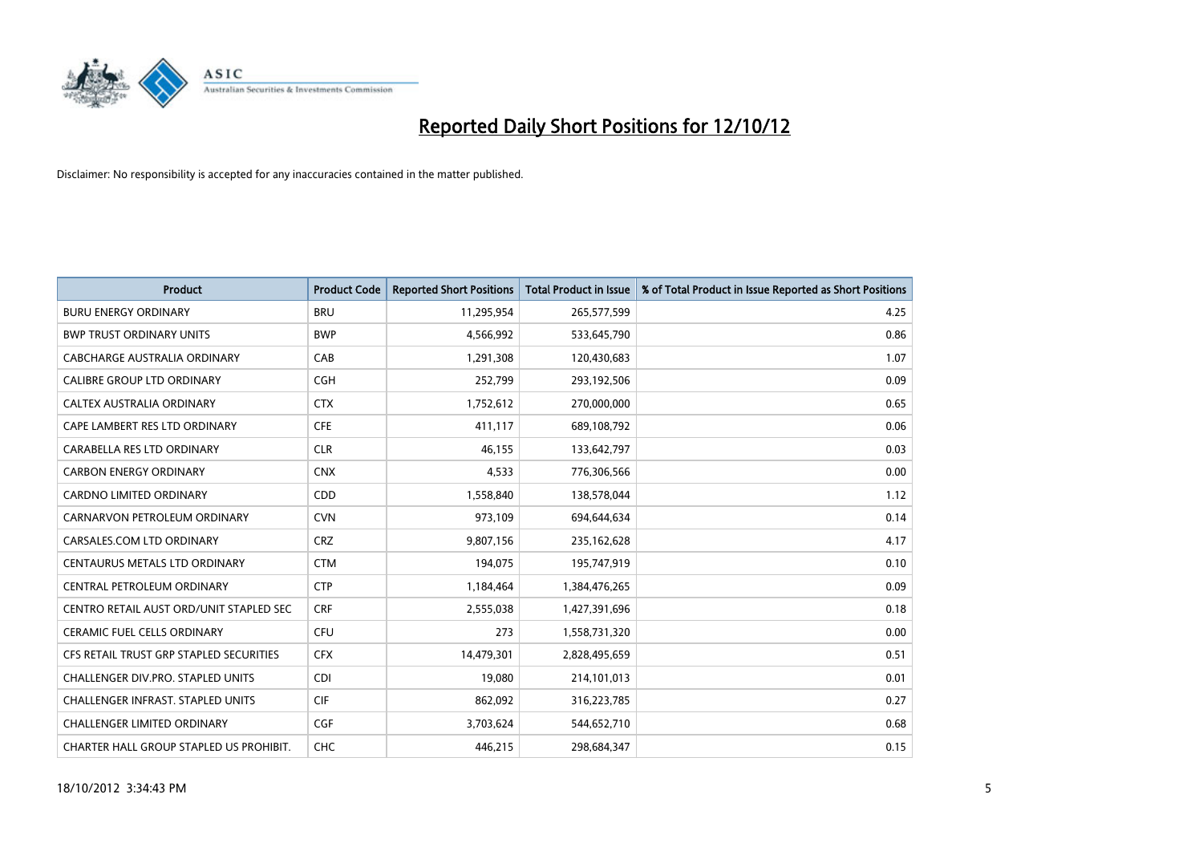# Reported Daily Short Positions for 12/10/12

Disclaimer: No responsibility is accepted for any inaccuracies contained in the matter published.

| Product | Product Code | Reported Short Positions | Total Product in Issue | % of Total Product in Issue Reported as Short Positions |
|---|---|---|---|---|
| BURU ENERGY ORDINARY | BRU | 11,295,954 | 265,577,599 | 4.25 |
| BWP TRUST ORDINARY UNITS | BWP | 4,566,992 | 533,645,790 | 0.86 |
| CABCHARGE AUSTRALIA ORDINARY | CAB | 1,291,308 | 120,430,683 | 1.07 |
| CALIBRE GROUP LTD ORDINARY | CGH | 252,799 | 293,192,506 | 0.09 |
| CALTEX AUSTRALIA ORDINARY | CTX | 1,752,612 | 270,000,000 | 0.65 |
| CAPE LAMBERT RES LTD ORDINARY | CFE | 411,117 | 689,108,792 | 0.06 |
| CARABELLA RES LTD ORDINARY | CLR | 46,155 | 133,642,797 | 0.03 |
| CARBON ENERGY ORDINARY | CNX | 4,533 | 776,306,566 | 0.00 |
| CARDNO LIMITED ORDINARY | CDD | 1,558,840 | 138,578,044 | 1.12 |
| CARNARVON PETROLEUM ORDINARY | CVN | 973,109 | 694,644,634 | 0.14 |
| CARSALES.COM LTD ORDINARY | CRZ | 9,807,156 | 235,162,628 | 4.17 |
| CENTAURUS METALS LTD ORDINARY | CTM | 194,075 | 195,747,919 | 0.10 |
| CENTRAL PETROLEUM ORDINARY | CTP | 1,184,464 | 1,384,476,265 | 0.09 |
| CENTRO RETAIL AUST ORD/UNIT STAPLED SEC | CRF | 2,555,038 | 1,427,391,696 | 0.18 |
| CERAMIC FUEL CELLS ORDINARY | CFU | 273 | 1,558,731,320 | 0.00 |
| CFS RETAIL TRUST GRP STAPLED SECURITIES | CFX | 14,479,301 | 2,828,495,659 | 0.51 |
| CHALLENGER DIV.PRO. STAPLED UNITS | CDI | 19,080 | 214,101,013 | 0.01 |
| CHALLENGER INFRAST. STAPLED UNITS | CIF | 862,092 | 316,223,785 | 0.27 |
| CHALLENGER LIMITED ORDINARY | CGF | 3,703,624 | 544,652,710 | 0.68 |
| CHARTER HALL GROUP STAPLED US PROHIBIT. | CHC | 446,215 | 298,684,347 | 0.15 |

18/10/2012 3:34:43 PM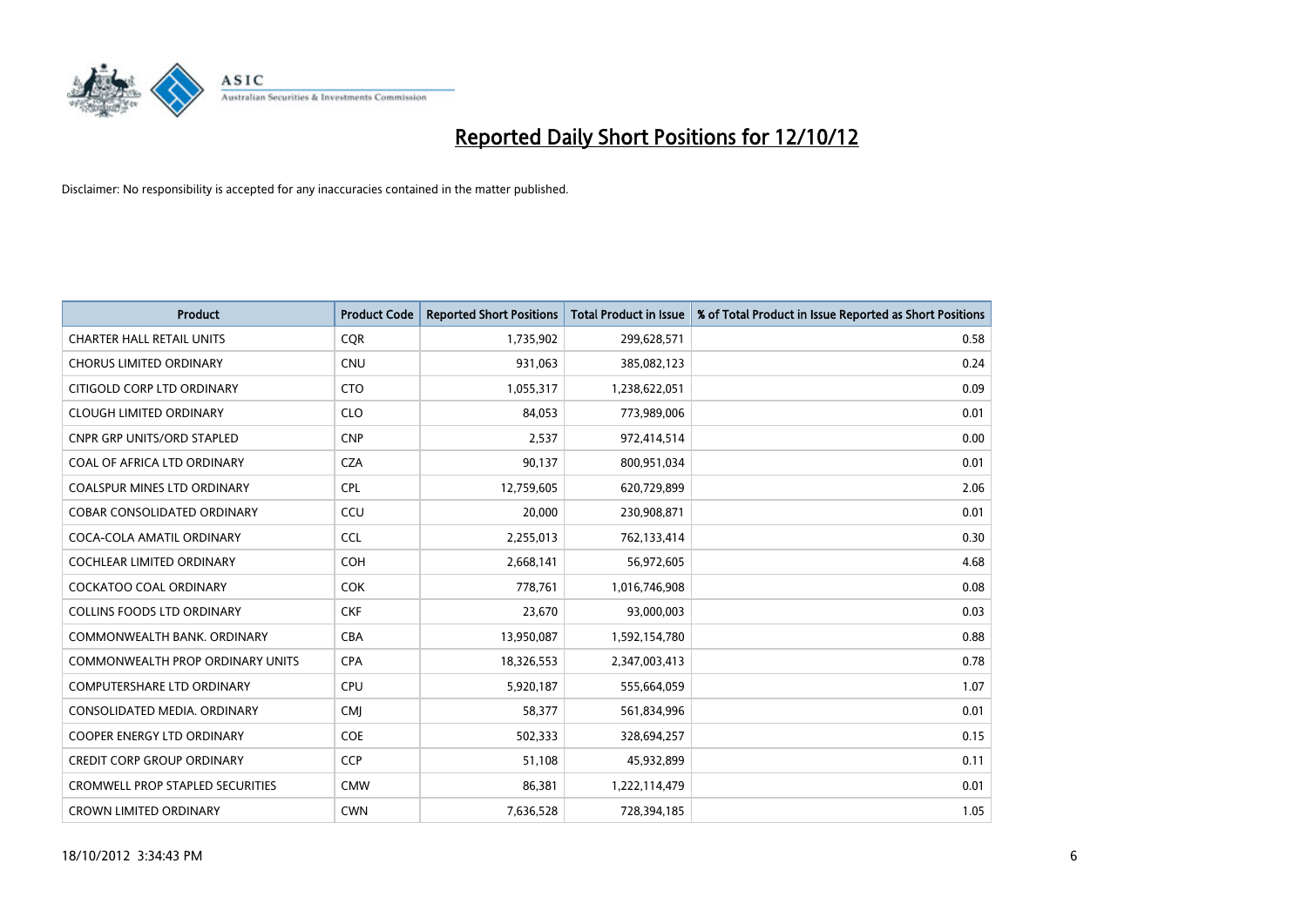# Reported Daily Short Positions for 12/10/12

Disclaimer: No responsibility is accepted for any inaccuracies contained in the matter published.

| Product | Product Code | Reported Short Positions | Total Product in Issue | % of Total Product in Issue Reported as Short Positions |
|---|---|---|---|---|
| CHARTER HALL RETAIL UNITS | CQR | 1,735,902 | 299,628,571 | 0.58 |
| CHORUS LIMITED ORDINARY | CNU | 931,063 | 385,082,123 | 0.24 |
| CITIGOLD CORP LTD ORDINARY | CTO | 1,055,317 | 1,238,622,051 | 0.09 |
| CLOUGH LIMITED ORDINARY | CLO | 84,053 | 773,989,006 | 0.01 |
| CNPR GRP UNITS/ORD STAPLED | CNP | 2,537 | 972,414,514 | 0.00 |
| COAL OF AFRICA LTD ORDINARY | CZA | 90,137 | 800,951,034 | 0.01 |
| COALSPUR MINES LTD ORDINARY | CPL | 12,759,605 | 620,729,899 | 2.06 |
| COBAR CONSOLIDATED ORDINARY | CCU | 20,000 | 230,908,871 | 0.01 |
| COCA-COLA AMATIL ORDINARY | CCL | 2,255,013 | 762,133,414 | 0.30 |
| COCHLEAR LIMITED ORDINARY | COH | 2,668,141 | 56,972,605 | 4.68 |
| COCKATOO COAL ORDINARY | COK | 778,761 | 1,016,746,908 | 0.08 |
| COLLINS FOODS LTD ORDINARY | CKF | 23,670 | 93,000,003 | 0.03 |
| COMMONWEALTH BANK. ORDINARY | CBA | 13,950,087 | 1,592,154,780 | 0.88 |
| COMMONWEALTH PROP ORDINARY UNITS | CPA | 18,326,553 | 2,347,003,413 | 0.78 |
| COMPUTERSHARE LTD ORDINARY | CPU | 5,920,187 | 555,664,059 | 1.07 |
| CONSOLIDATED MEDIA. ORDINARY | CMJ | 58,377 | 561,834,996 | 0.01 |
| COOPER ENERGY LTD ORDINARY | COE | 502,333 | 328,694,257 | 0.15 |
| CREDIT CORP GROUP ORDINARY | CCP | 51,108 | 45,932,899 | 0.11 |
| CROMWELL PROP STAPLED SECURITIES | CMW | 86,381 | 1,222,114,479 | 0.01 |
| CROWN LIMITED ORDINARY | CWN | 7,636,528 | 728,394,185 | 1.05 |

18/10/2012 3:34:43 PM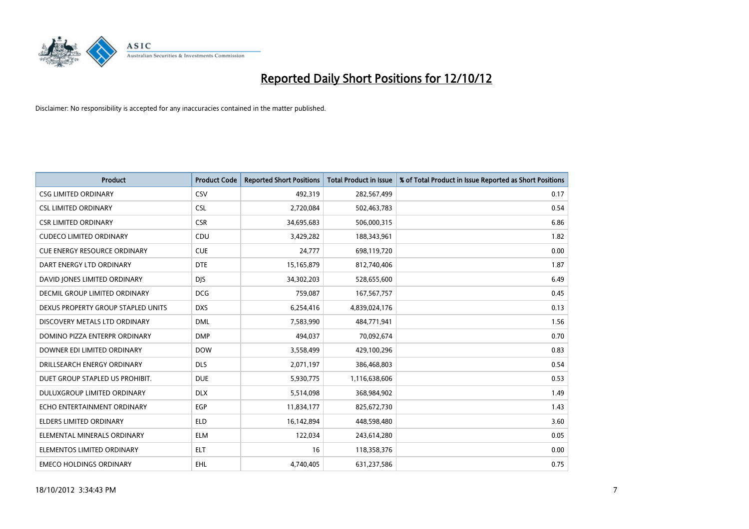# Reported Daily Short Positions for 12/10/12

Disclaimer: No responsibility is accepted for any inaccuracies contained in the matter published.

| Product | Product Code | Reported Short Positions | Total Product in Issue | % of Total Product in Issue Reported as Short Positions |
|---|---|---|---|---|
| CSG LIMITED ORDINARY | CSV | 492,319 | 282,567,499 | 0.17 |
| CSL LIMITED ORDINARY | CSL | 2,720,084 | 502,463,783 | 0.54 |
| CSR LIMITED ORDINARY | CSR | 34,695,683 | 506,000,315 | 6.86 |
| CUDECO LIMITED ORDINARY | CDU | 3,429,282 | 188,343,961 | 1.82 |
| CUE ENERGY RESOURCE ORDINARY | CUE | 24,777 | 698,119,720 | 0.00 |
| DART ENERGY LTD ORDINARY | DTE | 15,165,879 | 812,740,406 | 1.87 |
| DAVID JONES LIMITED ORDINARY | DJS | 34,302,203 | 528,655,600 | 6.49 |
| DECMIL GROUP LIMITED ORDINARY | DCG | 759,087 | 167,567,757 | 0.45 |
| DEXUS PROPERTY GROUP STAPLED UNITS | DXS | 6,254,416 | 4,839,024,176 | 0.13 |
| DISCOVERY METALS LTD ORDINARY | DML | 7,583,990 | 484,771,941 | 1.56 |
| DOMINO PIZZA ENTERPR ORDINARY | DMP | 494,037 | 70,092,674 | 0.70 |
| DOWNER EDI LIMITED ORDINARY | DOW | 3,558,499 | 429,100,296 | 0.83 |
| DRILLSEARCH ENERGY ORDINARY | DLS | 2,071,197 | 386,468,803 | 0.54 |
| DUET GROUP STAPLED US PROHIBIT. | DUE | 5,930,775 | 1,116,638,606 | 0.53 |
| DULUXGROUP LIMITED ORDINARY | DLX | 5,514,098 | 368,984,902 | 1.49 |
| ECHO ENTERTAINMENT ORDINARY | EGP | 11,834,177 | 825,672,730 | 1.43 |
| ELDERS LIMITED ORDINARY | ELD | 16,142,894 | 448,598,480 | 3.60 |
| ELEMENTAL MINERALS ORDINARY | ELM | 122,034 | 243,614,280 | 0.05 |
| ELEMENTOS LIMITED ORDINARY | ELT | 16 | 118,358,376 | 0.00 |
| EMECO HOLDINGS ORDINARY | EHL | 4,740,405 | 631,237,586 | 0.75 |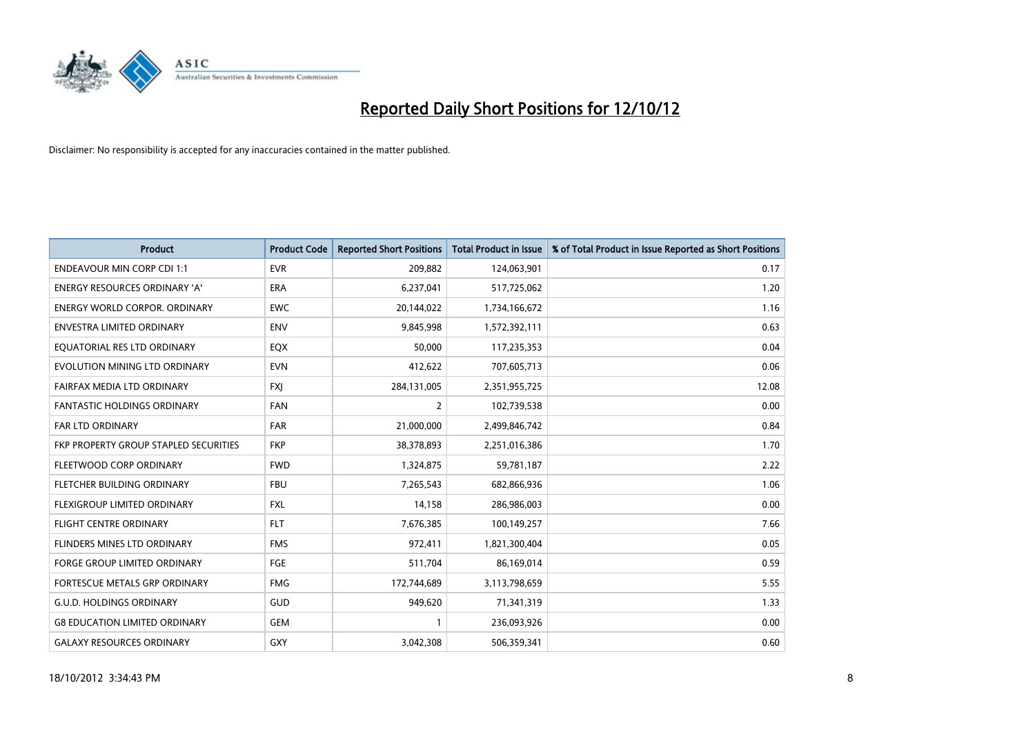# Reported Daily Short Positions for 12/10/12

Disclaimer: No responsibility is accepted for any inaccuracies contained in the matter published.

| Product | Product Code | Reported Short Positions | Total Product in Issue | % of Total Product in Issue Reported as Short Positions |
|---|---|---|---|---|
| ENDEAVOUR MIN CORP CDI 1:1 | EVR | 209,882 | 124,063,901 | 0.17 |
| ENERGY RESOURCES ORDINARY 'A' | ERA | 6,237,041 | 517,725,062 | 1.20 |
| ENERGY WORLD CORPOR. ORDINARY | EWC | 20,144,022 | 1,734,166,672 | 1.16 |
| ENVESTRA LIMITED ORDINARY | ENV | 9,845,998 | 1,572,392,111 | 0.63 |
| EQUATORIAL RES LTD ORDINARY | EQX | 50,000 | 117,235,353 | 0.04 |
| EVOLUTION MINING LTD ORDINARY | EVN | 412,622 | 707,605,713 | 0.06 |
| FAIRFAX MEDIA LTD ORDINARY | FXJ | 284,131,005 | 2,351,955,725 | 12.08 |
| FANTASTIC HOLDINGS ORDINARY | FAN | 2 | 102,739,538 | 0.00 |
| FAR LTD ORDINARY | FAR | 21,000,000 | 2,499,846,742 | 0.84 |
| FKP PROPERTY GROUP STAPLED SECURITIES | FKP | 38,378,893 | 2,251,016,386 | 1.70 |
| FLEETWOOD CORP ORDINARY | FWD | 1,324,875 | 59,781,187 | 2.22 |
| FLETCHER BUILDING ORDINARY | FBU | 7,265,543 | 682,866,936 | 1.06 |
| FLEXIGROUP LIMITED ORDINARY | FXL | 14,158 | 286,986,003 | 0.00 |
| FLIGHT CENTRE ORDINARY | FLT | 7,676,385 | 100,149,257 | 7.66 |
| FLINDERS MINES LTD ORDINARY | FMS | 972,411 | 1,821,300,404 | 0.05 |
| FORGE GROUP LIMITED ORDINARY | FGE | 511,704 | 86,169,014 | 0.59 |
| FORTESCUE METALS GRP ORDINARY | FMG | 172,744,689 | 3,113,798,659 | 5.55 |
| G.U.D. HOLDINGS ORDINARY | GUD | 949,620 | 71,341,319 | 1.33 |
| G8 EDUCATION LIMITED ORDINARY | GEM | 1 | 236,093,926 | 0.00 |
| GALAXY RESOURCES ORDINARY | GXY | 3,042,308 | 506,359,341 | 0.60 |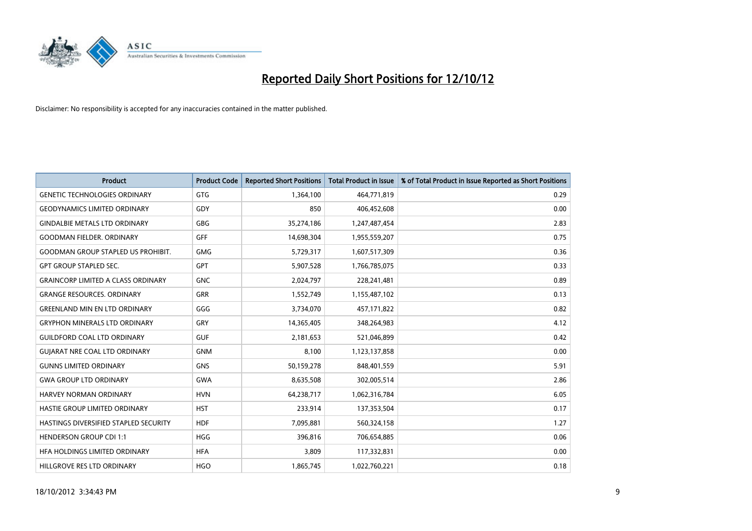# Reported Daily Short Positions for 12/10/12

Disclaimer: No responsibility is accepted for any inaccuracies contained in the matter published.

| Product | Product Code | Reported Short Positions | Total Product in Issue | % of Total Product in Issue Reported as Short Positions |
|---|---|---|---|---|
| GENETIC TECHNOLOGIES ORDINARY | GTG | 1,364,100 | 464,771,819 | 0.29 |
| GEODYNAMICS LIMITED ORDINARY | GDY | 850 | 406,452,608 | 0.00 |
| GINDALBIE METALS LTD ORDINARY | GBG | 35,274,186 | 1,247,487,454 | 2.83 |
| GOODMAN FIELDER. ORDINARY | GFF | 14,698,304 | 1,955,559,207 | 0.75 |
| GOODMAN GROUP STAPLED US PROHIBIT. | GMG | 5,729,317 | 1,607,517,309 | 0.36 |
| GPT GROUP STAPLED SEC. | GPT | 5,907,528 | 1,766,785,075 | 0.33 |
| GRAINCORP LIMITED A CLASS ORDINARY | GNC | 2,024,797 | 228,241,481 | 0.89 |
| GRANGE RESOURCES. ORDINARY | GRR | 1,552,749 | 1,155,487,102 | 0.13 |
| GREENLAND MIN EN LTD ORDINARY | GGG | 3,734,070 | 457,171,822 | 0.82 |
| GRYPHON MINERALS LTD ORDINARY | GRY | 14,365,405 | 348,264,983 | 4.12 |
| GUILDFORD COAL LTD ORDINARY | GUF | 2,181,653 | 521,046,899 | 0.42 |
| GUJARAT NRE COAL LTD ORDINARY | GNM | 8,100 | 1,123,137,858 | 0.00 |
| GUNNS LIMITED ORDINARY | GNS | 50,159,278 | 848,401,559 | 5.91 |
| GWA GROUP LTD ORDINARY | GWA | 8,635,508 | 302,005,514 | 2.86 |
| HARVEY NORMAN ORDINARY | HVN | 64,238,717 | 1,062,316,784 | 6.05 |
| HASTIE GROUP LIMITED ORDINARY | HST | 233,914 | 137,353,504 | 0.17 |
| HASTINGS DIVERSIFIED STAPLED SECURITY | HDF | 7,095,881 | 560,324,158 | 1.27 |
| HENDERSON GROUP CDI 1:1 | HGG | 396,816 | 706,654,885 | 0.06 |
| HFA HOLDINGS LIMITED ORDINARY | HFA | 3,809 | 117,332,831 | 0.00 |
| HILLGROVE RES LTD ORDINARY | HGO | 1,865,745 | 1,022,760,221 | 0.18 |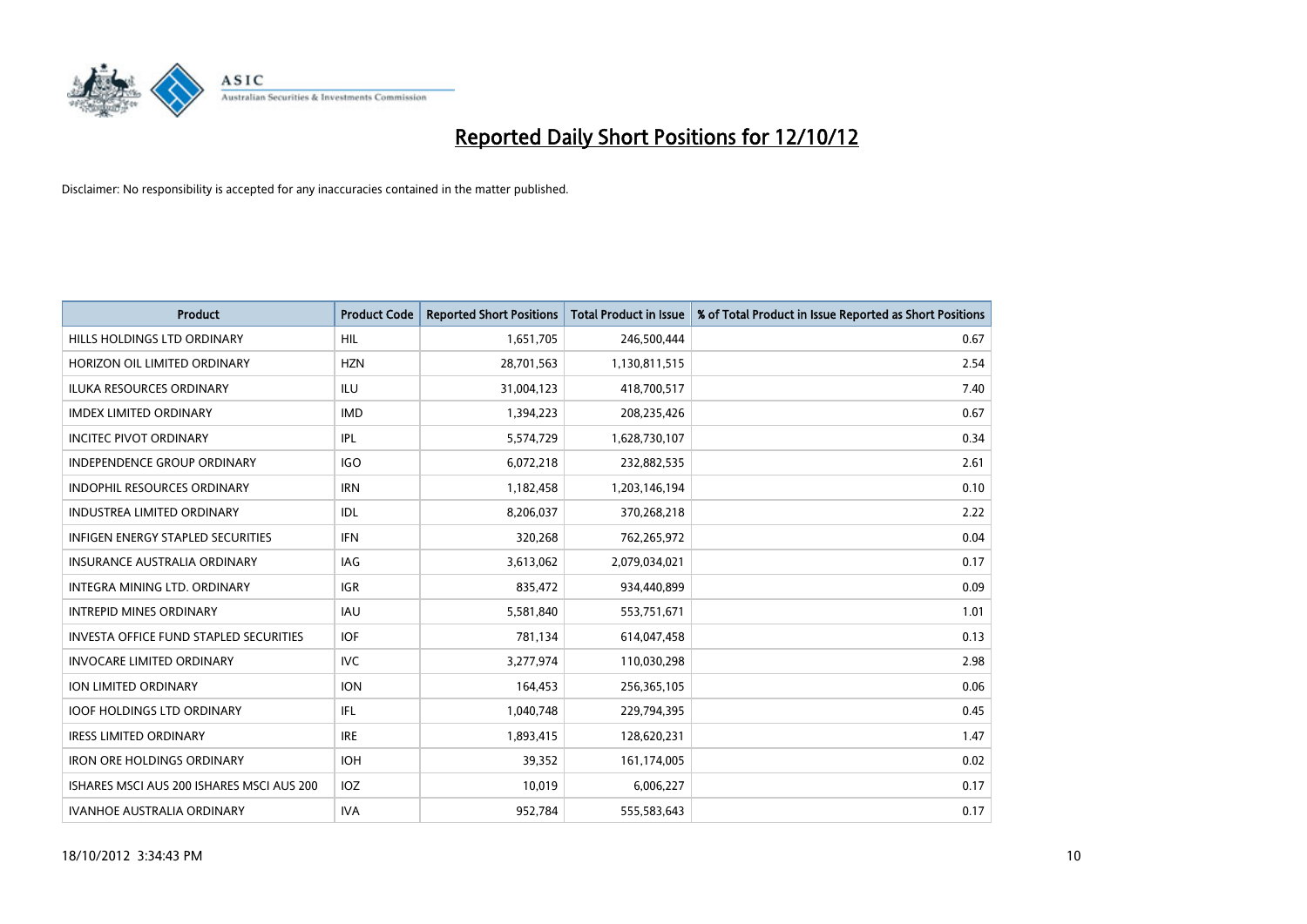# Reported Daily Short Positions for 12/10/12

Disclaimer: No responsibility is accepted for any inaccuracies contained in the matter published.

| Product | Product Code | Reported Short Positions | Total Product in Issue | % of Total Product in Issue Reported as Short Positions |
|---|---|---|---|---|
| HILLS HOLDINGS LTD ORDINARY | HIL | 1,651,705 | 246,500,444 | 0.67 |
| HORIZON OIL LIMITED ORDINARY | HZN | 28,701,563 | 1,130,811,515 | 2.54 |
| ILUKA RESOURCES ORDINARY | ILU | 31,004,123 | 418,700,517 | 7.40 |
| IMDEX LIMITED ORDINARY | IMD | 1,394,223 | 208,235,426 | 0.67 |
| INCITEC PIVOT ORDINARY | IPL | 5,574,729 | 1,628,730,107 | 0.34 |
| INDEPENDENCE GROUP ORDINARY | IGO | 6,072,218 | 232,882,535 | 2.61 |
| INDOPHIL RESOURCES ORDINARY | IRN | 1,182,458 | 1,203,146,194 | 0.10 |
| INDUSTREA LIMITED ORDINARY | IDL | 8,206,037 | 370,268,218 | 2.22 |
| INFIGEN ENERGY STAPLED SECURITIES | IFN | 320,268 | 762,265,972 | 0.04 |
| INSURANCE AUSTRALIA ORDINARY | IAG | 3,613,062 | 2,079,034,021 | 0.17 |
| INTEGRA MINING LTD. ORDINARY | IGR | 835,472 | 934,440,899 | 0.09 |
| INTREPID MINES ORDINARY | IAU | 5,581,840 | 553,751,671 | 1.01 |
| INVESTA OFFICE FUND STAPLED SECURITIES | IOF | 781,134 | 614,047,458 | 0.13 |
| INVOCARE LIMITED ORDINARY | IVC | 3,277,974 | 110,030,298 | 2.98 |
| ION LIMITED ORDINARY | ION | 164,453 | 256,365,105 | 0.06 |
| IOOF HOLDINGS LTD ORDINARY | IFL | 1,040,748 | 229,794,395 | 0.45 |
| IRESS LIMITED ORDINARY | IRE | 1,893,415 | 128,620,231 | 1.47 |
| IRON ORE HOLDINGS ORDINARY | IOH | 39,352 | 161,174,005 | 0.02 |
| ISHARES MSCI AUS 200 ISHARES MSCI AUS 200 | IOZ | 10,019 | 6,006,227 | 0.17 |
| IVANHOE AUSTRALIA ORDINARY | IVA | 952,784 | 555,583,643 | 0.17 |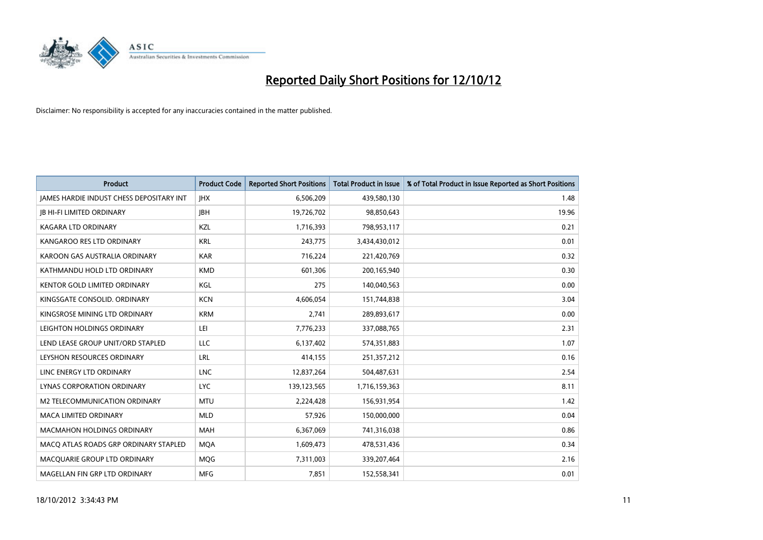# Reported Daily Short Positions for 12/10/12

Disclaimer: No responsibility is accepted for any inaccuracies contained in the matter published.

| Product | Product Code | Reported Short Positions | Total Product in Issue | % of Total Product in Issue Reported as Short Positions |
|---|---|---|---|---|
| JAMES HARDIE INDUST CHESS DEPOSITARY INT | JHX | 6,506,209 | 439,580,130 | 1.48 |
| JB HI-FI LIMITED ORDINARY | JBH | 19,726,702 | 98,850,643 | 19.96 |
| KAGARA LTD ORDINARY | KZL | 1,716,393 | 798,953,117 | 0.21 |
| KANGAROO RES LTD ORDINARY | KRL | 243,775 | 3,434,430,012 | 0.01 |
| KAROON GAS AUSTRALIA ORDINARY | KAR | 716,224 | 221,420,769 | 0.32 |
| KATHMANDU HOLD LTD ORDINARY | KMD | 601,306 | 200,165,940 | 0.30 |
| KENTOR GOLD LIMITED ORDINARY | KGL | 275 | 140,040,563 | 0.00 |
| KINGSGATE CONSOLID. ORDINARY | KCN | 4,606,054 | 151,744,838 | 3.04 |
| KINGSROSE MINING LTD ORDINARY | KRM | 2,741 | 289,893,617 | 0.00 |
| LEIGHTON HOLDINGS ORDINARY | LEI | 7,776,233 | 337,088,765 | 2.31 |
| LEND LEASE GROUP UNIT/ORD STAPLED | LLC | 6,137,402 | 574,351,883 | 1.07 |
| LEYSHON RESOURCES ORDINARY | LRL | 414,155 | 251,357,212 | 0.16 |
| LINC ENERGY LTD ORDINARY | LNC | 12,837,264 | 504,487,631 | 2.54 |
| LYNAS CORPORATION ORDINARY | LYC | 139,123,565 | 1,716,159,363 | 8.11 |
| M2 TELECOMMUNICATION ORDINARY | MTU | 2,224,428 | 156,931,954 | 1.42 |
| MACA LIMITED ORDINARY | MLD | 57,926 | 150,000,000 | 0.04 |
| MACMAHON HOLDINGS ORDINARY | MAH | 6,367,069 | 741,316,038 | 0.86 |
| MACQ ATLAS ROADS GRP ORDINARY STAPLED | MQA | 1,609,473 | 478,531,436 | 0.34 |
| MACQUARIE GROUP LTD ORDINARY | MQG | 7,311,003 | 339,207,464 | 2.16 |
| MAGELLAN FIN GRP LTD ORDINARY | MFG | 7,851 | 152,558,341 | 0.01 |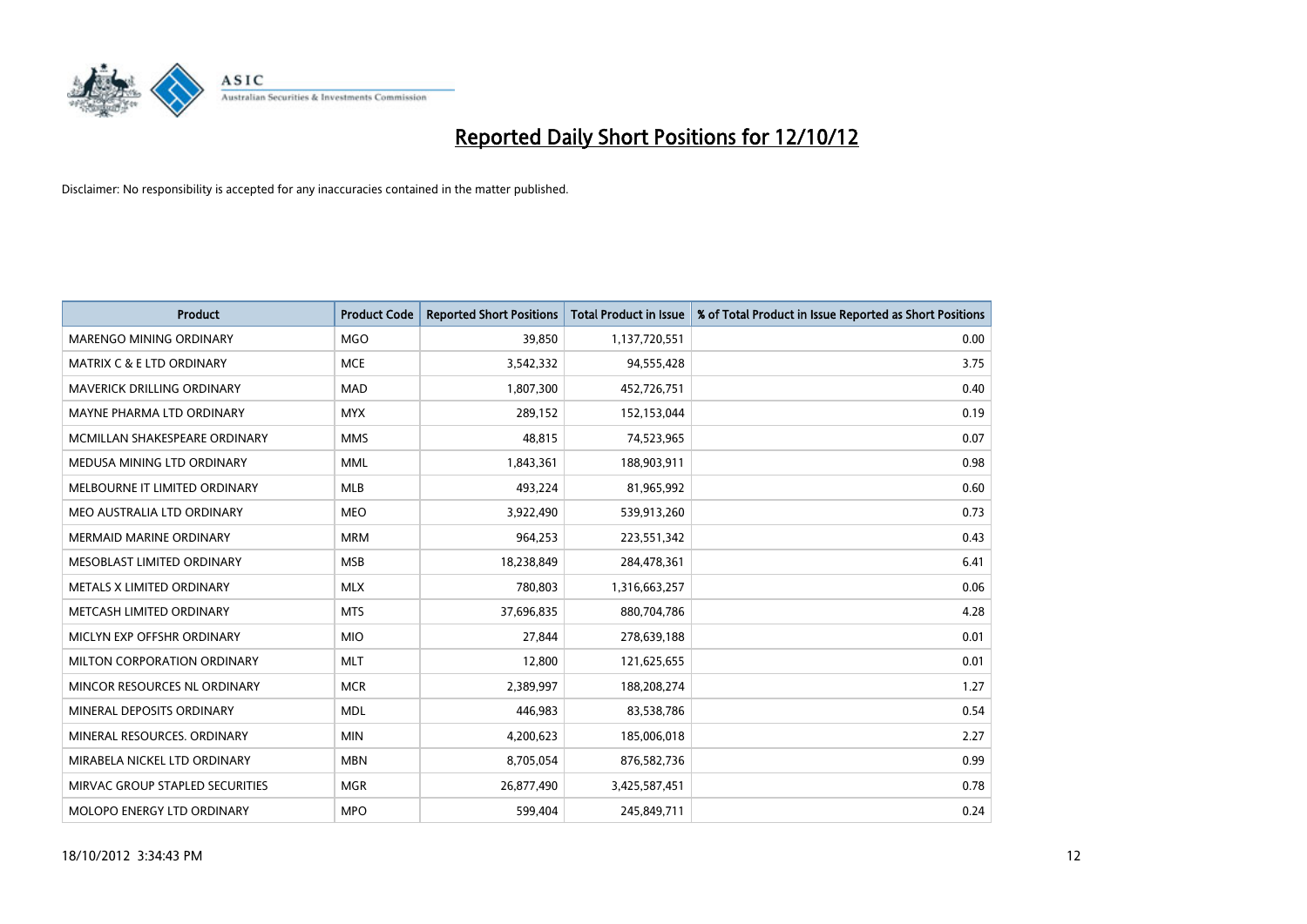# Reported Daily Short Positions for 12/10/12

Disclaimer: No responsibility is accepted for any inaccuracies contained in the matter published.

| Product | Product Code | Reported Short Positions | Total Product in Issue | % of Total Product in Issue Reported as Short Positions |
|---|---|---|---|---|
| MARENGO MINING ORDINARY | MGO | 39,850 | 1,137,720,551 | 0.00 |
| MATRIX C & E LTD ORDINARY | MCE | 3,542,332 | 94,555,428 | 3.75 |
| MAVERICK DRILLING ORDINARY | MAD | 1,807,300 | 452,726,751 | 0.40 |
| MAYNE PHARMA LTD ORDINARY | MYX | 289,152 | 152,153,044 | 0.19 |
| MCMILLAN SHAKESPEARE ORDINARY | MMS | 48,815 | 74,523,965 | 0.07 |
| MEDUSA MINING LTD ORDINARY | MML | 1,843,361 | 188,903,911 | 0.98 |
| MELBOURNE IT LIMITED ORDINARY | MLB | 493,224 | 81,965,992 | 0.60 |
| MEO AUSTRALIA LTD ORDINARY | MEO | 3,922,490 | 539,913,260 | 0.73 |
| MERMAID MARINE ORDINARY | MRM | 964,253 | 223,551,342 | 0.43 |
| MESOBLAST LIMITED ORDINARY | MSB | 18,238,849 | 284,478,361 | 6.41 |
| METALS X LIMITED ORDINARY | MLX | 780,803 | 1,316,663,257 | 0.06 |
| METCASH LIMITED ORDINARY | MTS | 37,696,835 | 880,704,786 | 4.28 |
| MICLYN EXP OFFSHR ORDINARY | MIO | 27,844 | 278,639,188 | 0.01 |
| MILTON CORPORATION ORDINARY | MLT | 12,800 | 121,625,655 | 0.01 |
| MINCOR RESOURCES NL ORDINARY | MCR | 2,389,997 | 188,208,274 | 1.27 |
| MINERAL DEPOSITS ORDINARY | MDL | 446,983 | 83,538,786 | 0.54 |
| MINERAL RESOURCES. ORDINARY | MIN | 4,200,623 | 185,006,018 | 2.27 |
| MIRABELA NICKEL LTD ORDINARY | MBN | 8,705,054 | 876,582,736 | 0.99 |
| MIRVAC GROUP STAPLED SECURITIES | MGR | 26,877,490 | 3,425,587,451 | 0.78 |
| MOLOPO ENERGY LTD ORDINARY | MPO | 599,404 | 245,849,711 | 0.24 |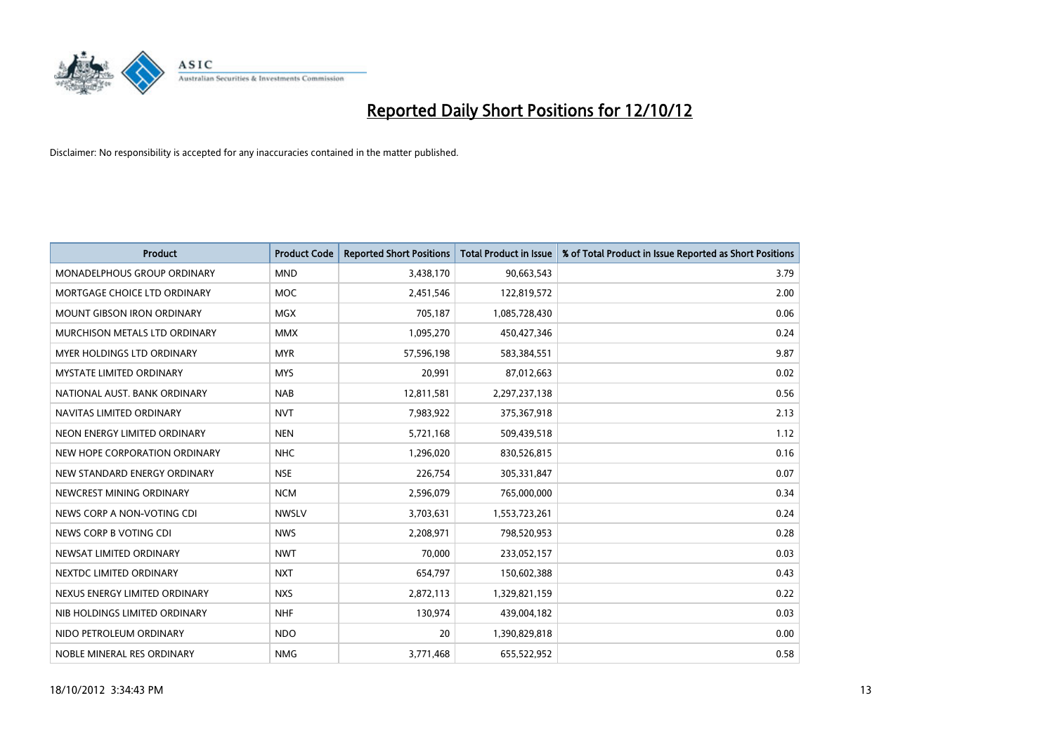# Reported Daily Short Positions for 12/10/12

Disclaimer: No responsibility is accepted for any inaccuracies contained in the matter published.

| Product | Product Code | Reported Short Positions | Total Product in Issue | % of Total Product in Issue Reported as Short Positions |
|---|---|---|---|---|
| MONADELPHOUS GROUP ORDINARY | MND | 3,438,170 | 90,663,543 | 3.79 |
| MORTGAGE CHOICE LTD ORDINARY | MOC | 2,451,546 | 122,819,572 | 2.00 |
| MOUNT GIBSON IRON ORDINARY | MGX | 705,187 | 1,085,728,430 | 0.06 |
| MURCHISON METALS LTD ORDINARY | MMX | 1,095,270 | 450,427,346 | 0.24 |
| MYER HOLDINGS LTD ORDINARY | MYR | 57,596,198 | 583,384,551 | 9.87 |
| MYSTATE LIMITED ORDINARY | MYS | 20,991 | 87,012,663 | 0.02 |
| NATIONAL AUST. BANK ORDINARY | NAB | 12,811,581 | 2,297,237,138 | 0.56 |
| NAVITAS LIMITED ORDINARY | NVT | 7,983,922 | 375,367,918 | 2.13 |
| NEON ENERGY LIMITED ORDINARY | NEN | 5,721,168 | 509,439,518 | 1.12 |
| NEW HOPE CORPORATION ORDINARY | NHC | 1,296,020 | 830,526,815 | 0.16 |
| NEW STANDARD ENERGY ORDINARY | NSE | 226,754 | 305,331,847 | 0.07 |
| NEWCREST MINING ORDINARY | NCM | 2,596,079 | 765,000,000 | 0.34 |
| NEWS CORP A NON-VOTING CDI | NWSLV | 3,703,631 | 1,553,723,261 | 0.24 |
| NEWS CORP B VOTING CDI | NWS | 2,208,971 | 798,520,953 | 0.28 |
| NEWSAT LIMITED ORDINARY | NWT | 70,000 | 233,052,157 | 0.03 |
| NEXTDC LIMITED ORDINARY | NXT | 654,797 | 150,602,388 | 0.43 |
| NEXUS ENERGY LIMITED ORDINARY | NXS | 2,872,113 | 1,329,821,159 | 0.22 |
| NIB HOLDINGS LIMITED ORDINARY | NHF | 130,974 | 439,004,182 | 0.03 |
| NIDO PETROLEUM ORDINARY | NDO | 20 | 1,390,829,818 | 0.00 |
| NOBLE MINERAL RES ORDINARY | NMG | 3,771,468 | 655,522,952 | 0.58 |

18/10/2012 3:34:43 PM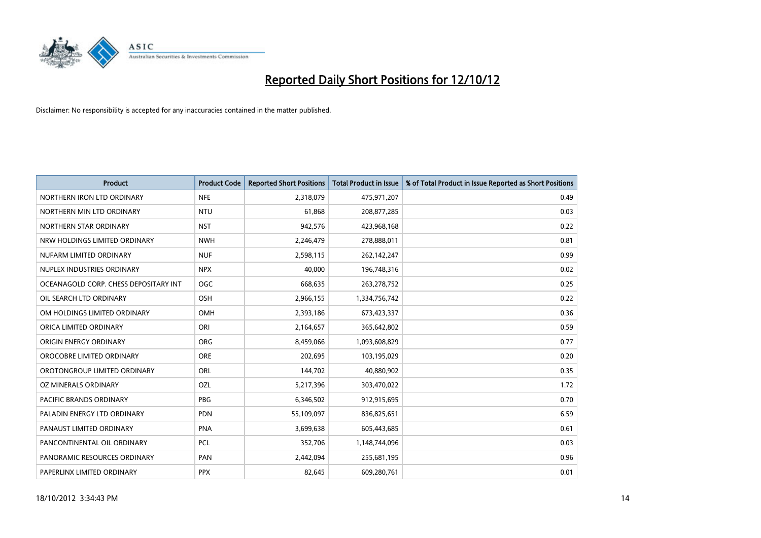# Reported Daily Short Positions for 12/10/12

Disclaimer: No responsibility is accepted for any inaccuracies contained in the matter published.

| Product | Product Code | Reported Short Positions | Total Product in Issue | % of Total Product in Issue Reported as Short Positions |
|---|---|---|---|---|
| NORTHERN IRON LTD ORDINARY | NFE | 2,318,079 | 475,971,207 | 0.49 |
| NORTHERN MIN LTD ORDINARY | NTU | 61,868 | 208,877,285 | 0.03 |
| NORTHERN STAR ORDINARY | NST | 942,576 | 423,968,168 | 0.22 |
| NRW HOLDINGS LIMITED ORDINARY | NWH | 2,246,479 | 278,888,011 | 0.81 |
| NUFARM LIMITED ORDINARY | NUF | 2,598,115 | 262,142,247 | 0.99 |
| NUPLEX INDUSTRIES ORDINARY | NPX | 40,000 | 196,748,316 | 0.02 |
| OCEANAGOLD CORP. CHESS DEPOSITARY INT | OGC | 668,635 | 263,278,752 | 0.25 |
| OIL SEARCH LTD ORDINARY | OSH | 2,966,155 | 1,334,756,742 | 0.22 |
| OM HOLDINGS LIMITED ORDINARY | OMH | 2,393,186 | 673,423,337 | 0.36 |
| ORICA LIMITED ORDINARY | ORI | 2,164,657 | 365,642,802 | 0.59 |
| ORIGIN ENERGY ORDINARY | ORG | 8,459,066 | 1,093,608,829 | 0.77 |
| OROCOBRE LIMITED ORDINARY | ORE | 202,695 | 103,195,029 | 0.20 |
| OROTONGROUP LIMITED ORDINARY | ORL | 144,702 | 40,880,902 | 0.35 |
| OZ MINERALS ORDINARY | OZL | 5,217,396 | 303,470,022 | 1.72 |
| PACIFIC BRANDS ORDINARY | PBG | 6,346,502 | 912,915,695 | 0.70 |
| PALADIN ENERGY LTD ORDINARY | PDN | 55,109,097 | 836,825,651 | 6.59 |
| PANAUST LIMITED ORDINARY | PNA | 3,699,638 | 605,443,685 | 0.61 |
| PANCONTINENTAL OIL ORDINARY | PCL | 352,706 | 1,148,744,096 | 0.03 |
| PANORAMIC RESOURCES ORDINARY | PAN | 2,442,094 | 255,681,195 | 0.96 |
| PAPERLINX LIMITED ORDINARY | PPX | 82,645 | 609,280,761 | 0.01 |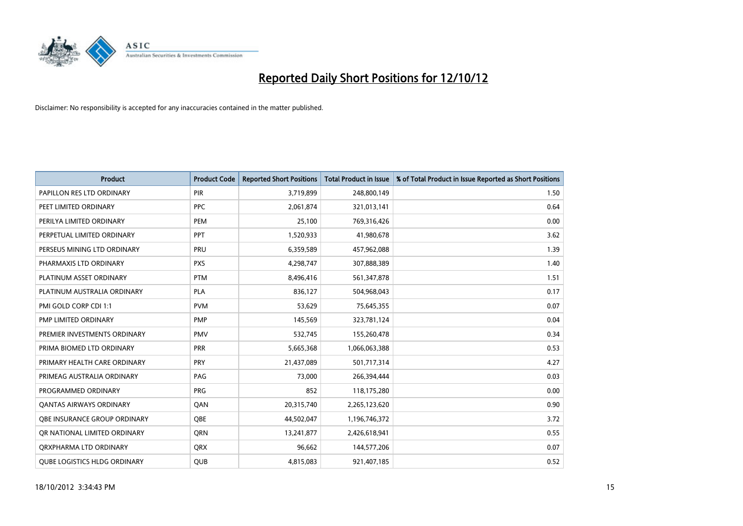# Reported Daily Short Positions for 12/10/12

Disclaimer: No responsibility is accepted for any inaccuracies contained in the matter published.

| Product | Product Code | Reported Short Positions | Total Product in Issue | % of Total Product in Issue Reported as Short Positions |
|---|---|---|---|---|
| PAPILLON RES LTD ORDINARY | PIR | 3,719,899 | 248,800,149 | 1.50 |
| PEET LIMITED ORDINARY | PPC | 2,061,874 | 321,013,141 | 0.64 |
| PERILYA LIMITED ORDINARY | PEM | 25,100 | 769,316,426 | 0.00 |
| PERPETUAL LIMITED ORDINARY | PPT | 1,520,933 | 41,980,678 | 3.62 |
| PERSEUS MINING LTD ORDINARY | PRU | 6,359,589 | 457,962,088 | 1.39 |
| PHARMAXIS LTD ORDINARY | PXS | 4,298,747 | 307,888,389 | 1.40 |
| PLATINUM ASSET ORDINARY | PTM | 8,496,416 | 561,347,878 | 1.51 |
| PLATINUM AUSTRALIA ORDINARY | PLA | 836,127 | 504,968,043 | 0.17 |
| PMI GOLD CORP CDI 1:1 | PVM | 53,629 | 75,645,355 | 0.07 |
| PMP LIMITED ORDINARY | PMP | 145,569 | 323,781,124 | 0.04 |
| PREMIER INVESTMENTS ORDINARY | PMV | 532,745 | 155,260,478 | 0.34 |
| PRIMA BIOMED LTD ORDINARY | PRR | 5,665,368 | 1,066,063,388 | 0.53 |
| PRIMARY HEALTH CARE ORDINARY | PRY | 21,437,089 | 501,717,314 | 4.27 |
| PRIMEAG AUSTRALIA ORDINARY | PAG | 73,000 | 266,394,444 | 0.03 |
| PROGRAMMED ORDINARY | PRG | 852 | 118,175,280 | 0.00 |
| QANTAS AIRWAYS ORDINARY | QAN | 20,315,740 | 2,265,123,620 | 0.90 |
| QBE INSURANCE GROUP ORDINARY | QBE | 44,502,047 | 1,196,746,372 | 3.72 |
| QR NATIONAL LIMITED ORDINARY | QRN | 13,241,877 | 2,426,618,941 | 0.55 |
| QRXPHARMA LTD ORDINARY | QRX | 96,662 | 144,577,206 | 0.07 |
| QUBE LOGISTICS HLDG ORDINARY | QUB | 4,815,083 | 921,407,185 | 0.52 |

18/10/2012 3:34:43 PM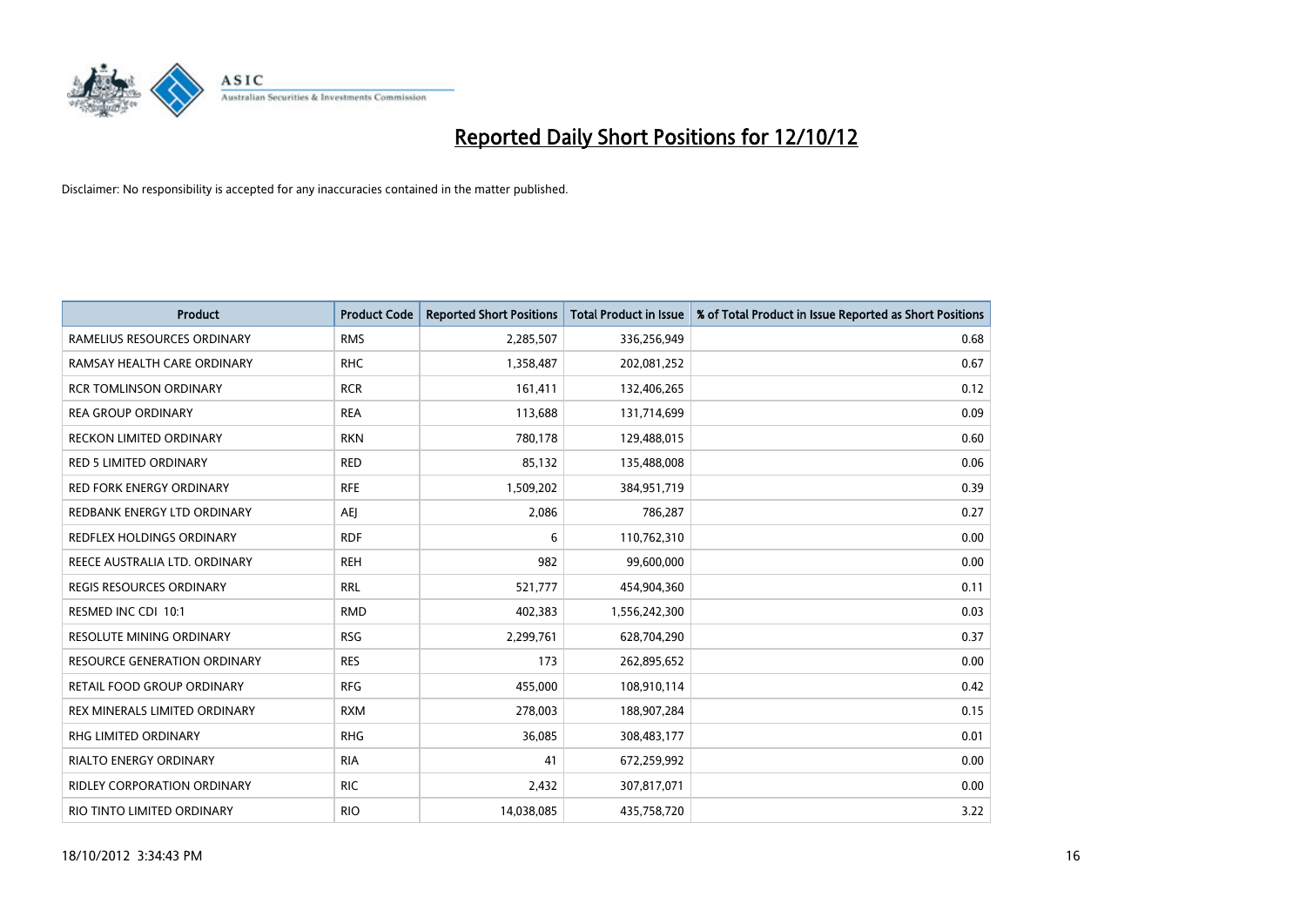# Reported Daily Short Positions for 12/10/12

Disclaimer: No responsibility is accepted for any inaccuracies contained in the matter published.

| Product | Product Code | Reported Short Positions | Total Product in Issue | % of Total Product in Issue Reported as Short Positions |
|---|---|---|---|---|
| RAMELIUS RESOURCES ORDINARY | RMS | 2,285,507 | 336,256,949 | 0.68 |
| RAMSAY HEALTH CARE ORDINARY | RHC | 1,358,487 | 202,081,252 | 0.67 |
| RCR TOMLINSON ORDINARY | RCR | 161,411 | 132,406,265 | 0.12 |
| REA GROUP ORDINARY | REA | 113,688 | 131,714,699 | 0.09 |
| RECKON LIMITED ORDINARY | RKN | 780,178 | 129,488,015 | 0.60 |
| RED 5 LIMITED ORDINARY | RED | 85,132 | 135,488,008 | 0.06 |
| RED FORK ENERGY ORDINARY | RFE | 1,509,202 | 384,951,719 | 0.39 |
| REDBANK ENERGY LTD ORDINARY | AEJ | 2,086 | 786,287 | 0.27 |
| REDFLEX HOLDINGS ORDINARY | RDF | 6 | 110,762,310 | 0.00 |
| REECE AUSTRALIA LTD. ORDINARY | REH | 982 | 99,600,000 | 0.00 |
| REGIS RESOURCES ORDINARY | RRL | 521,777 | 454,904,360 | 0.11 |
| RESMED INC CDI 10:1 | RMD | 402,383 | 1,556,242,300 | 0.03 |
| RESOLUTE MINING ORDINARY | RSG | 2,299,761 | 628,704,290 | 0.37 |
| RESOURCE GENERATION ORDINARY | RES | 173 | 262,895,652 | 0.00 |
| RETAIL FOOD GROUP ORDINARY | RFG | 455,000 | 108,910,114 | 0.42 |
| REX MINERALS LIMITED ORDINARY | RXM | 278,003 | 188,907,284 | 0.15 |
| RHG LIMITED ORDINARY | RHG | 36,085 | 308,483,177 | 0.01 |
| RIALTO ENERGY ORDINARY | RIA | 41 | 672,259,992 | 0.00 |
| RIDLEY CORPORATION ORDINARY | RIC | 2,432 | 307,817,071 | 0.00 |
| RIO TINTO LIMITED ORDINARY | RIO | 14,038,085 | 435,758,720 | 3.22 |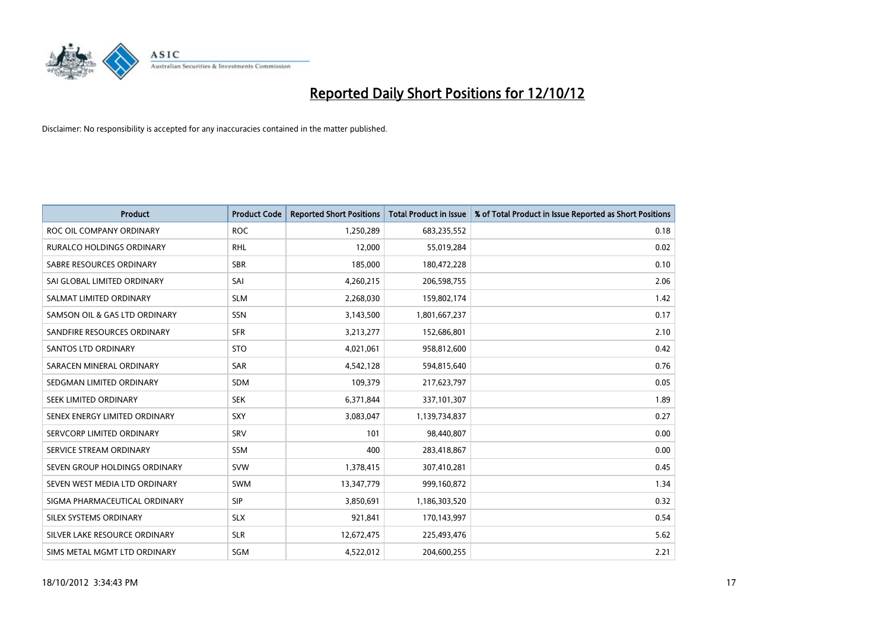# Reported Daily Short Positions for 12/10/12

Disclaimer: No responsibility is accepted for any inaccuracies contained in the matter published.

| Product | Product Code | Reported Short Positions | Total Product in Issue | % of Total Product in Issue Reported as Short Positions |
|---|---|---|---|---|
| ROC OIL COMPANY ORDINARY | ROC | 1,250,289 | 683,235,552 | 0.18 |
| RURALCO HOLDINGS ORDINARY | RHL | 12,000 | 55,019,284 | 0.02 |
| SABRE RESOURCES ORDINARY | SBR | 185,000 | 180,472,228 | 0.10 |
| SAI GLOBAL LIMITED ORDINARY | SAI | 4,260,215 | 206,598,755 | 2.06 |
| SALMAT LIMITED ORDINARY | SLM | 2,268,030 | 159,802,174 | 1.42 |
| SAMSON OIL & GAS LTD ORDINARY | SSN | 3,143,500 | 1,801,667,237 | 0.17 |
| SANDFIRE RESOURCES ORDINARY | SFR | 3,213,277 | 152,686,801 | 2.10 |
| SANTOS LTD ORDINARY | STO | 4,021,061 | 958,812,600 | 0.42 |
| SARACEN MINERAL ORDINARY | SAR | 4,542,128 | 594,815,640 | 0.76 |
| SEDGMAN LIMITED ORDINARY | SDM | 109,379 | 217,623,797 | 0.05 |
| SEEK LIMITED ORDINARY | SEK | 6,371,844 | 337,101,307 | 1.89 |
| SENEX ENERGY LIMITED ORDINARY | SXY | 3,083,047 | 1,139,734,837 | 0.27 |
| SERVCORP LIMITED ORDINARY | SRV | 101 | 98,440,807 | 0.00 |
| SERVICE STREAM ORDINARY | SSM | 400 | 283,418,867 | 0.00 |
| SEVEN GROUP HOLDINGS ORDINARY | SVW | 1,378,415 | 307,410,281 | 0.45 |
| SEVEN WEST MEDIA LTD ORDINARY | SWM | 13,347,779 | 999,160,872 | 1.34 |
| SIGMA PHARMACEUTICAL ORDINARY | SIP | 3,850,691 | 1,186,303,520 | 0.32 |
| SILEX SYSTEMS ORDINARY | SLX | 921,841 | 170,143,997 | 0.54 |
| SILVER LAKE RESOURCE ORDINARY | SLR | 12,672,475 | 225,493,476 | 5.62 |
| SIMS METAL MGMT LTD ORDINARY | SGM | 4,522,012 | 204,600,255 | 2.21 |

18/10/2012 3:34:43 PM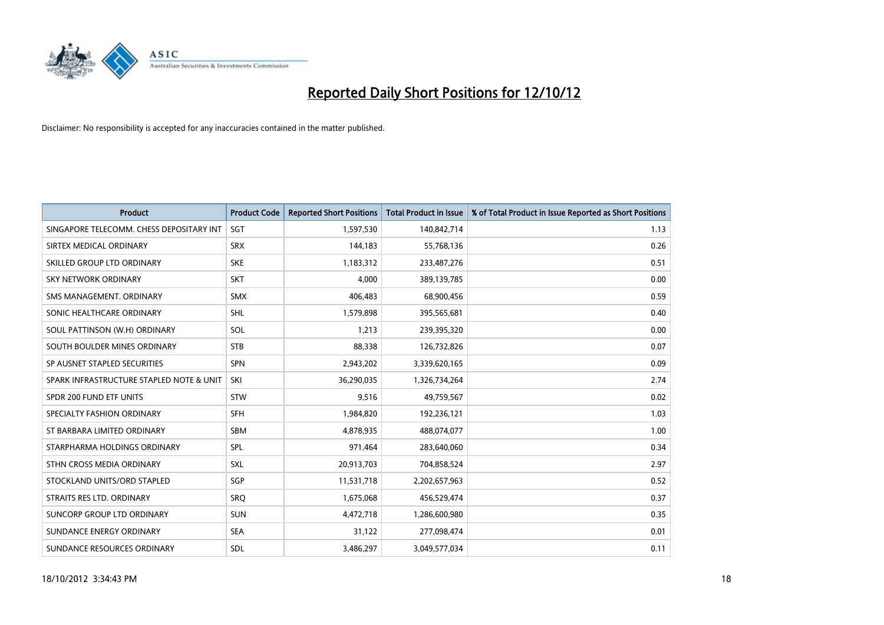# Reported Daily Short Positions for 12/10/12

Disclaimer: No responsibility is accepted for any inaccuracies contained in the matter published.

| Product | Product Code | Reported Short Positions | Total Product in Issue | % of Total Product in Issue Reported as Short Positions |
|---|---|---|---|---|
| SINGAPORE TELECOMM. CHESS DEPOSITARY INT | SGT | 1,597,530 | 140,842,714 | 1.13 |
| SIRTEX MEDICAL ORDINARY | SRX | 144,183 | 55,768,136 | 0.26 |
| SKILLED GROUP LTD ORDINARY | SKE | 1,183,312 | 233,487,276 | 0.51 |
| SKY NETWORK ORDINARY | SKT | 4,000 | 389,139,785 | 0.00 |
| SMS MANAGEMENT. ORDINARY | SMX | 406,483 | 68,900,456 | 0.59 |
| SONIC HEALTHCARE ORDINARY | SHL | 1,579,898 | 395,565,681 | 0.40 |
| SOUL PATTINSON (W.H) ORDINARY | SOL | 1,213 | 239,395,320 | 0.00 |
| SOUTH BOULDER MINES ORDINARY | STB | 88,338 | 126,732,826 | 0.07 |
| SP AUSNET STAPLED SECURITIES | SPN | 2,943,202 | 3,339,620,165 | 0.09 |
| SPARK INFRASTRUCTURE STAPLED NOTE & UNIT | SKI | 36,290,035 | 1,326,734,264 | 2.74 |
| SPDR 200 FUND ETF UNITS | STW | 9,516 | 49,759,567 | 0.02 |
| SPECIALTY FASHION ORDINARY | SFH | 1,984,820 | 192,236,121 | 1.03 |
| ST BARBARA LIMITED ORDINARY | SBM | 4,878,935 | 488,074,077 | 1.00 |
| STARPHARMA HOLDINGS ORDINARY | SPL | 971,464 | 283,640,060 | 0.34 |
| STHN CROSS MEDIA ORDINARY | SXL | 20,913,703 | 704,858,524 | 2.97 |
| STOCKLAND UNITS/ORD STAPLED | SGP | 11,531,718 | 2,202,657,963 | 0.52 |
| STRAITS RES LTD. ORDINARY | SRQ | 1,675,068 | 456,529,474 | 0.37 |
| SUNCORP GROUP LTD ORDINARY | SUN | 4,472,718 | 1,286,600,980 | 0.35 |
| SUNDANCE ENERGY ORDINARY | SEA | 31,122 | 277,098,474 | 0.01 |
| SUNDANCE RESOURCES ORDINARY | SDL | 3,486,297 | 3,049,577,034 | 0.11 |

18/10/2012 3:34:43 PM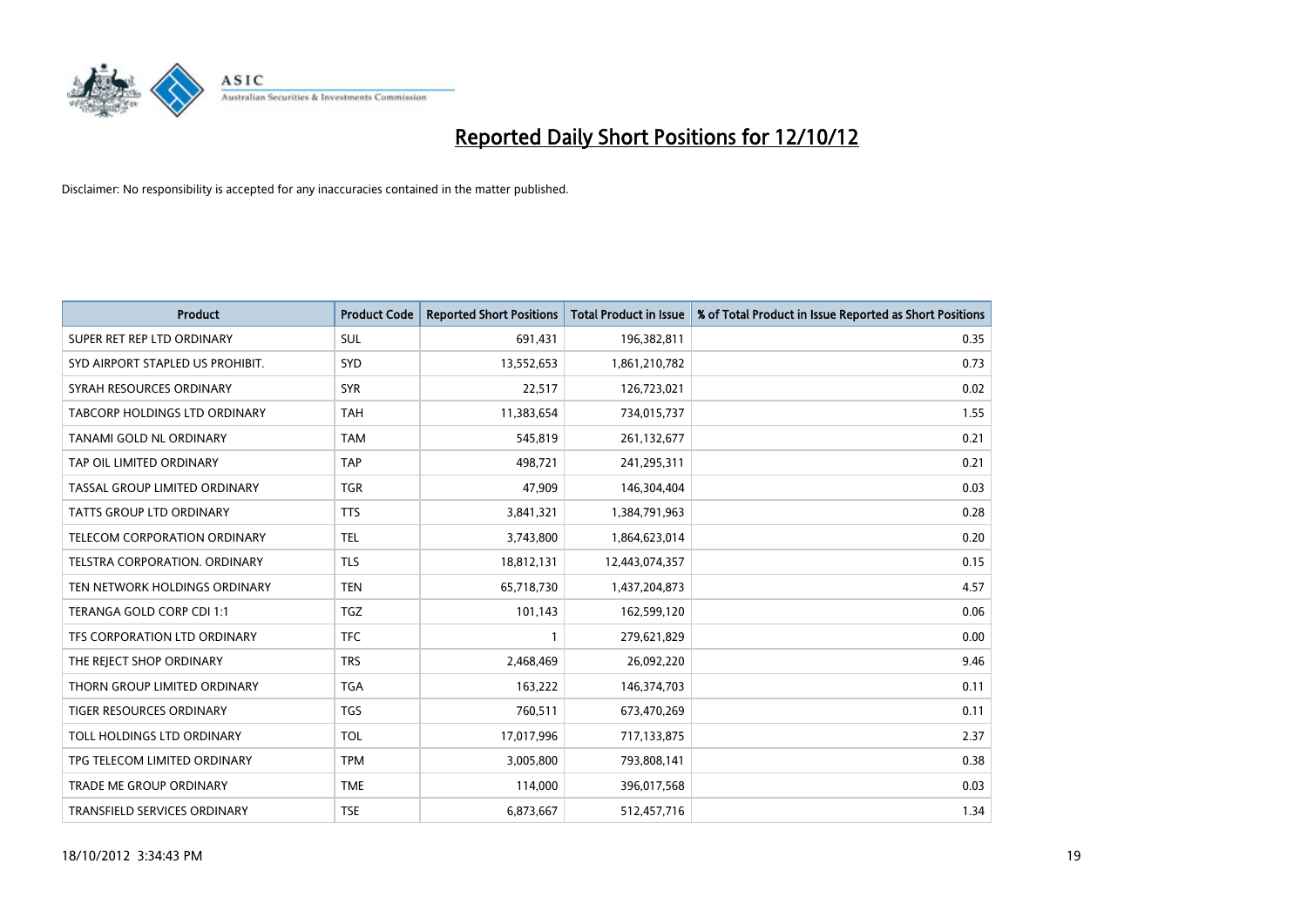# Reported Daily Short Positions for 12/10/12

Disclaimer: No responsibility is accepted for any inaccuracies contained in the matter published.

| Product | Product Code | Reported Short Positions | Total Product in Issue | % of Total Product in Issue Reported as Short Positions |
|---|---|---|---|---|
| SUPER RET REP LTD ORDINARY | SUL | 691,431 | 196,382,811 | 0.35 |
| SYD AIRPORT STAPLED US PROHIBIT. | SYD | 13,552,653 | 1,861,210,782 | 0.73 |
| SYRAH RESOURCES ORDINARY | SYR | 22,517 | 126,723,021 | 0.02 |
| TABCORP HOLDINGS LTD ORDINARY | TAH | 11,383,654 | 734,015,737 | 1.55 |
| TANAMI GOLD NL ORDINARY | TAM | 545,819 | 261,132,677 | 0.21 |
| TAP OIL LIMITED ORDINARY | TAP | 498,721 | 241,295,311 | 0.21 |
| TASSAL GROUP LIMITED ORDINARY | TGR | 47,909 | 146,304,404 | 0.03 |
| TATTS GROUP LTD ORDINARY | TTS | 3,841,321 | 1,384,791,963 | 0.28 |
| TELECOM CORPORATION ORDINARY | TEL | 3,743,800 | 1,864,623,014 | 0.20 |
| TELSTRA CORPORATION. ORDINARY | TLS | 18,812,131 | 12,443,074,357 | 0.15 |
| TEN NETWORK HOLDINGS ORDINARY | TEN | 65,718,730 | 1,437,204,873 | 4.57 |
| TERANGA GOLD CORP CDI 1:1 | TGZ | 101,143 | 162,599,120 | 0.06 |
| TFS CORPORATION LTD ORDINARY | TFC | 1 | 279,621,829 | 0.00 |
| THE REJECT SHOP ORDINARY | TRS | 2,468,469 | 26,092,220 | 9.46 |
| THORN GROUP LIMITED ORDINARY | TGA | 163,222 | 146,374,703 | 0.11 |
| TIGER RESOURCES ORDINARY | TGS | 760,511 | 673,470,269 | 0.11 |
| TOLL HOLDINGS LTD ORDINARY | TOL | 17,017,996 | 717,133,875 | 2.37 |
| TPG TELECOM LIMITED ORDINARY | TPM | 3,005,800 | 793,808,141 | 0.38 |
| TRADE ME GROUP ORDINARY | TME | 114,000 | 396,017,568 | 0.03 |
| TRANSFIELD SERVICES ORDINARY | TSE | 6,873,667 | 512,457,716 | 1.34 |

18/10/2012 3:34:43 PM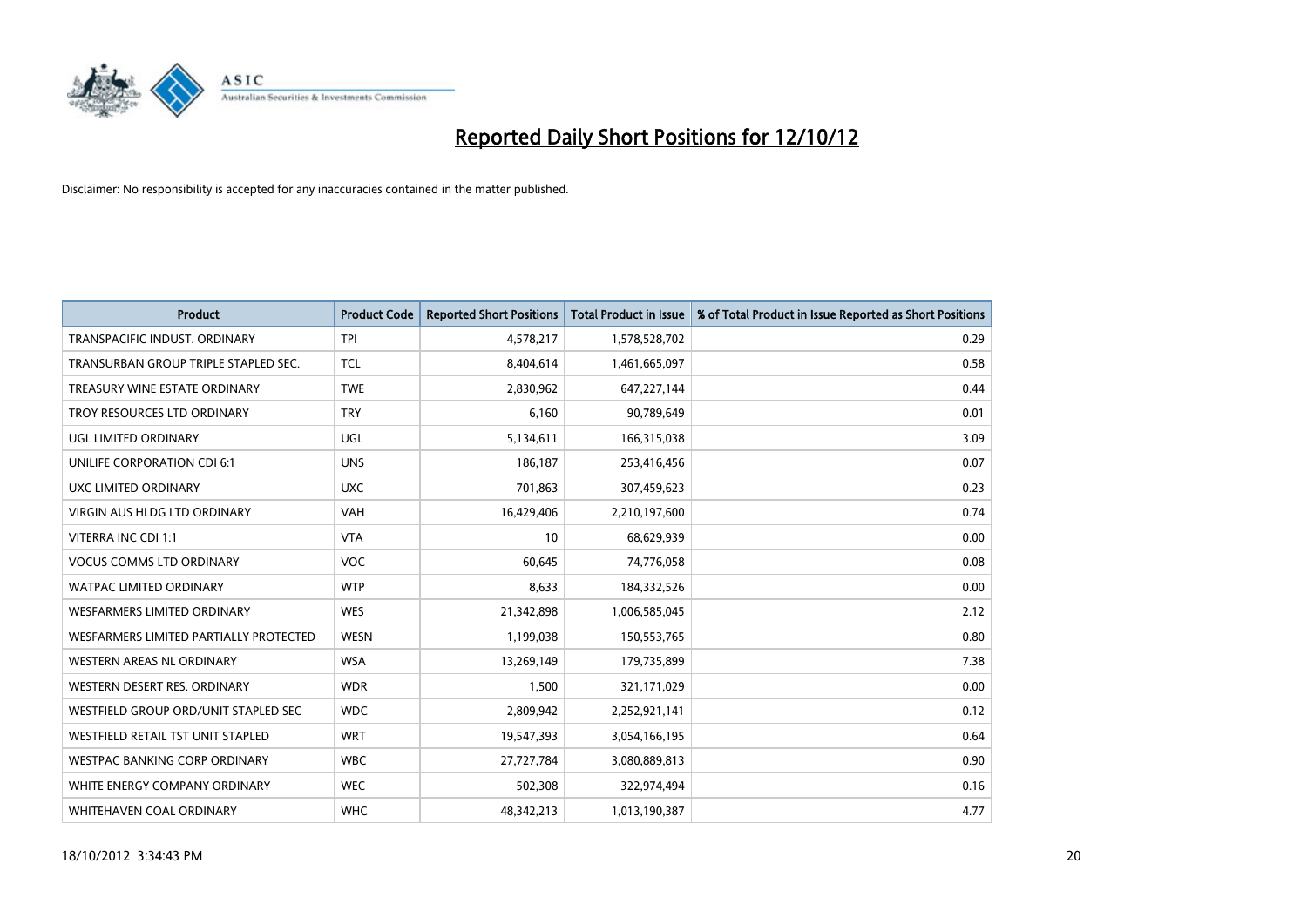# Reported Daily Short Positions for 12/10/12

Disclaimer: No responsibility is accepted for any inaccuracies contained in the matter published.

| Product | Product Code | Reported Short Positions | Total Product in Issue | % of Total Product in Issue Reported as Short Positions |
|---|---|---|---|---|
| TRANSPACIFIC INDUST. ORDINARY | TPI | 4,578,217 | 1,578,528,702 | 0.29 |
| TRANSURBAN GROUP TRIPLE STAPLED SEC. | TCL | 8,404,614 | 1,461,665,097 | 0.58 |
| TREASURY WINE ESTATE ORDINARY | TWE | 2,830,962 | 647,227,144 | 0.44 |
| TROY RESOURCES LTD ORDINARY | TRY | 6,160 | 90,789,649 | 0.01 |
| UGL LIMITED ORDINARY | UGL | 5,134,611 | 166,315,038 | 3.09 |
| UNILIFE CORPORATION CDI 6:1 | UNS | 186,187 | 253,416,456 | 0.07 |
| UXC LIMITED ORDINARY | UXC | 701,863 | 307,459,623 | 0.23 |
| VIRGIN AUS HLDG LTD ORDINARY | VAH | 16,429,406 | 2,210,197,600 | 0.74 |
| VITERRA INC CDI 1:1 | VTA | 10 | 68,629,939 | 0.00 |
| VOCUS COMMS LTD ORDINARY | VOC | 60,645 | 74,776,058 | 0.08 |
| WATPAC LIMITED ORDINARY | WTP | 8,633 | 184,332,526 | 0.00 |
| WESFARMERS LIMITED ORDINARY | WES | 21,342,898 | 1,006,585,045 | 2.12 |
| WESFARMERS LIMITED PARTIALLY PROTECTED | WESN | 1,199,038 | 150,553,765 | 0.80 |
| WESTERN AREAS NL ORDINARY | WSA | 13,269,149 | 179,735,899 | 7.38 |
| WESTERN DESERT RES. ORDINARY | WDR | 1,500 | 321,171,029 | 0.00 |
| WESTFIELD GROUP ORD/UNIT STAPLED SEC | WDC | 2,809,942 | 2,252,921,141 | 0.12 |
| WESTFIELD RETAIL TST UNIT STAPLED | WRT | 19,547,393 | 3,054,166,195 | 0.64 |
| WESTPAC BANKING CORP ORDINARY | WBC | 27,727,784 | 3,080,889,813 | 0.90 |
| WHITE ENERGY COMPANY ORDINARY | WEC | 502,308 | 322,974,494 | 0.16 |
| WHITEHAVEN COAL ORDINARY | WHC | 48,342,213 | 1,013,190,387 | 4.77 |

18/10/2012 3:34:43 PM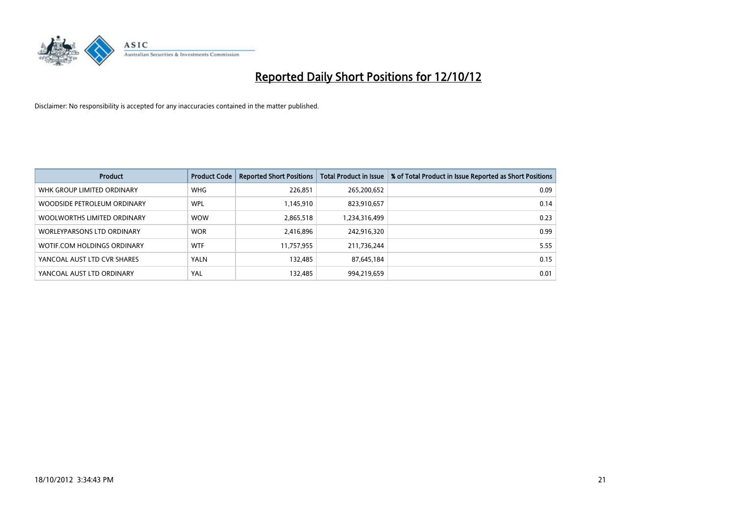# Reported Daily Short Positions for 12/10/12

Disclaimer: No responsibility is accepted for any inaccuracies contained in the matter published.

| Product | Product Code | Reported Short Positions | Total Product in Issue | % of Total Product in Issue Reported as Short Positions |
|---|---|---|---|---|
| WHK GROUP LIMITED ORDINARY | WHG | 226,851 | 265,200,652 | 0.09 |
| WOODSIDE PETROLEUM ORDINARY | WPL | 1,145,910 | 823,910,657 | 0.14 |
| WOOLWORTHS LIMITED ORDINARY | WOW | 2,865,518 | 1,234,316,499 | 0.23 |
| WORLEYPARSONS LTD ORDINARY | WOR | 2,416,896 | 242,916,320 | 0.99 |
| WOTIF.COM HOLDINGS ORDINARY | WTF | 11,757,955 | 211,736,244 | 5.55 |
| YANCOAL AUST LTD CVR SHARES | YALN | 132,485 | 87,645,184 | 0.15 |
| YANCOAL AUST LTD ORDINARY | YAL | 132,485 | 994,219,659 | 0.01 |

18/10/2012 3:34:43 PM